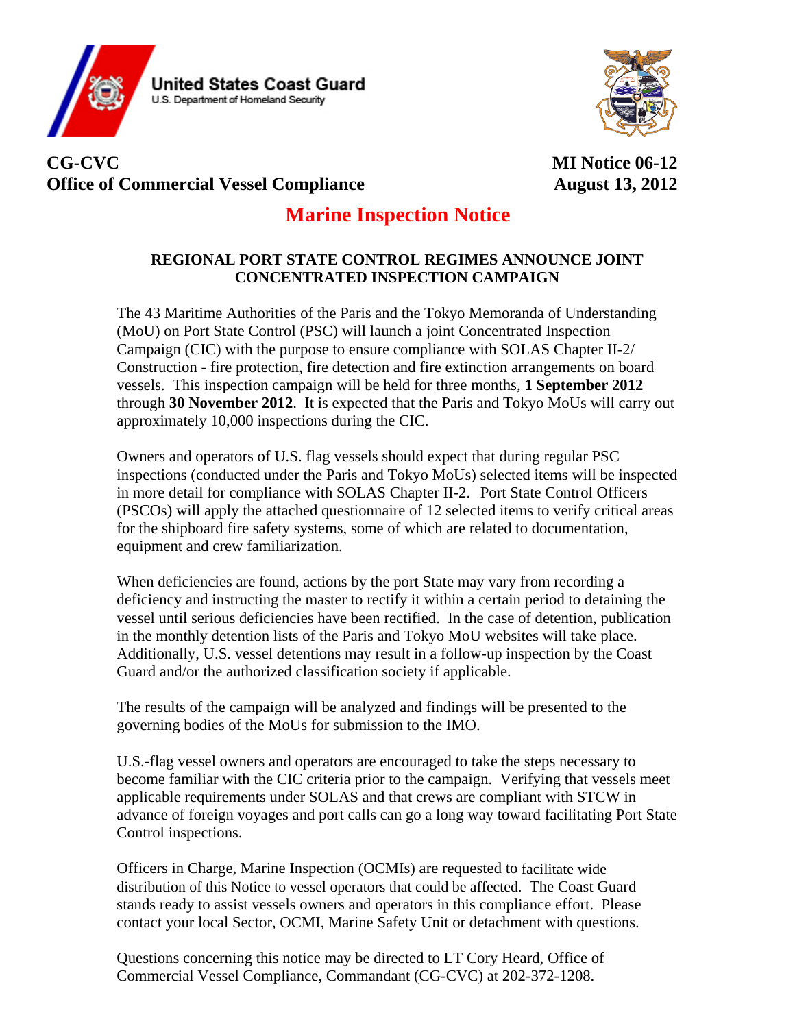**United States Coast Guard**
U.S. Department of Homeland Security

**CG-CVC**
**Office of Commercial Vessel Compliance**

**MI Notice 06-12**
**August 13, 2012**

# Marine Inspection Notice

## REGIONAL PORT STATE CONTROL REGIMES ANNOUNCE JOINT CONCENTRATED INSPECTION CAMPAIGN

The 43 Maritime Authorities of the Paris and the Tokyo Memoranda of Understanding (MoU) on Port State Control (PSC) will launch a joint Concentrated Inspection Campaign (CIC) with the purpose to ensure compliance with SOLAS Chapter II-2/ Construction - fire protection, fire detection and fire extinction arrangements on board vessels. This inspection campaign will be held for three months, **1 September 2012** through **30 November 2012**. It is expected that the Paris and Tokyo MoUs will carry out approximately 10,000 inspections during the CIC.

Owners and operators of U.S. flag vessels should expect that during regular PSC inspections (conducted under the Paris and Tokyo MoUs) selected items will be inspected in more detail for compliance with SOLAS Chapter II-2. Port State Control Officers (PSCOs) will apply the attached questionnaire of 12 selected items to verify critical areas for the shipboard fire safety systems, some of which are related to documentation, equipment and crew familiarization.

When deficiencies are found, actions by the port State may vary from recording a deficiency and instructing the master to rectify it within a certain period to detaining the vessel until serious deficiencies have been rectified. In the case of detention, publication in the monthly detention lists of the Paris and Tokyo MoU websites will take place. Additionally, U.S. vessel detentions may result in a follow-up inspection by the Coast Guard and/or the authorized classification society if applicable.

The results of the campaign will be analyzed and findings will be presented to the governing bodies of the MoUs for submission to the IMO.

U.S.-flag vessel owners and operators are encouraged to take the steps necessary to become familiar with the CIC criteria prior to the campaign. Verifying that vessels meet applicable requirements under SOLAS and that crews are compliant with STCW in advance of foreign voyages and port calls can go a long way toward facilitating Port State Control inspections.

Officers in Charge, Marine Inspection (OCMIs) are requested to facilitate wide distribution of this Notice to vessel operators that could be affected. The Coast Guard stands ready to assist vessels owners and operators in this compliance effort. Please contact your local Sector, OCMI, Marine Safety Unit or detachment with questions.

Questions concerning this notice may be directed to LT Cory Heard, Office of Commercial Vessel Compliance, Commandant (CG-CVC) at 202-372-1208.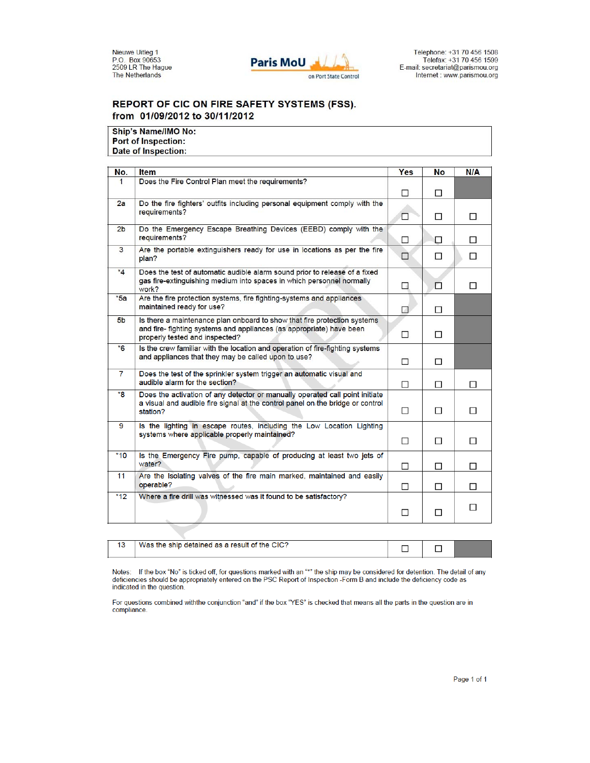Nieuwe Uitleg 1
P.O. Box 90653
2509 LR The Hague
The Netherlands

**Paris MoU** on Port State Control

Telephone: +31 70 456 1508
Telefax: +31 70 456 1599
E-mail: secretariat@parismou.org
Internet : www.parismou.org

## REPORT OF CIC ON FIRE SAFETY SYSTEMS (FSS).
## from 01/09/2012 to 30/11/2012

**Ship's Name/IMO No:**
**Port of Inspection:**
**Date of Inspection:**

| No. | Item | Yes | No | N/A |
|---|---|---|---|---|
| 1 | Does the Fire Control Plan meet the requirements? | ☐ | ☐ | |
| 2a | Do the fire fighters' outfits including personal equipment comply with the requirements? | ☐ | ☐ | ☐ |
| 2b | Do the Emergency Escape Breathing Devices (EEBD) comply with the requirements? | ☐ | ☐ | ☐ |
| 3 | Are the portable extinguishers ready for use in locations as per the fire plan? | ☐ | ☐ | ☐ |
| *4 | Does the test of automatic audible alarm sound prior to release of a fixed gas fire-extinguishing medium into spaces in which personnel normally work? | ☐ | ☐ | ☐ |
| *5a | Are the fire protection systems, fire fighting-systems and appliances maintained ready for use? | ☐ | ☐ | |
| 5b | Is there a maintenance plan onboard to show that fire protection systems and fire- fighting systems and appliances (as appropriate) have been properly tested and inspected? | ☐ | ☐ | |
| *6 | Is the crew familiar with the location and operation of fire-fighting systems and appliances that they may be called upon to use? | ☐ | ☐ | |
| 7 | Does the test of the sprinkler system trigger an automatic visual and audible alarm for the section? | ☐ | ☐ | ☐ |
| *8 | Does the activation of any detector or manually operated call point initiate a visual and audible fire signal at the control panel on the bridge or control station? | ☐ | ☐ | ☐ |
| 9 | Is the lighting in escape routes, including the Low Location Lighting systems where applicable properly maintained? | ☐ | ☐ | ☐ |
| *10 | Is the Emergency Fire pump, capable of producing at least two jets of water? | ☐ | ☐ | ☐ |
| 11 | Are the Isolating valves of the fire main marked, maintained and easily operable? | ☐ | ☐ | ☐ |
| *12 | Where a fire drill was witnessed was it found to be satisfactory? | ☐ | ☐ | ☐ |

| No. | Item | Yes | No | N/A |
|---|---|---|---|---|
| 13 | Was the ship detained as a result of the CIC? | ☐ | ☐ | |

Notes: If the box "No" is ticked off, for questions marked with an "*" the ship may be considered for detention. The detail of any deficiencies should be appropriately entered on the PSC Report of Inspection -Form B and include the deficiency code as indicated in the question.

For questions combined withthe conjunction "and" if the box "YES" is checked that means all the parts in the question are in compliance.